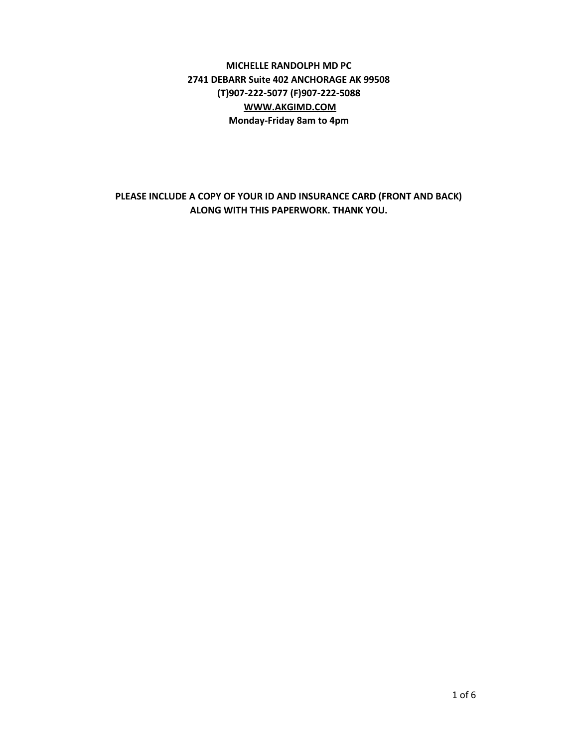**MICHELLE RANDOLPH MD PC**
**2741 DEBARR Suite 402 ANCHORAGE AK 99508**
**(T)907-222-5077 (F)907-222-5088**
**WWW.AKGIMD.COM**
**Monday-Friday 8am to 4pm**

**PLEASE INCLUDE A COPY OF YOUR ID AND INSURANCE CARD (FRONT AND BACK) ALONG WITH THIS PAPERWORK. THANK YOU.**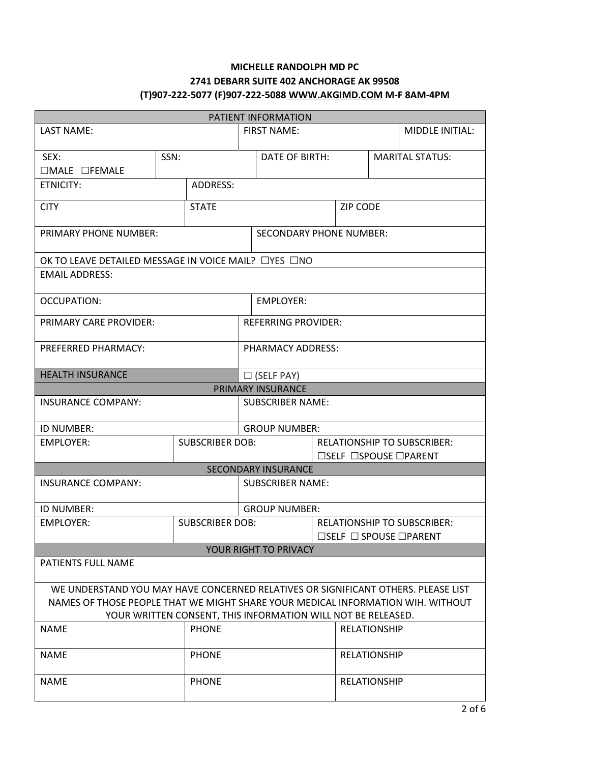**MICHELLE RANDOLPH MD PC**
**2741 DEBARR SUITE 402 ANCHORAGE AK 99508**
**(T)907-222-5077 (F)907-222-5088 WWW.AKGIMD.COM M-F 8AM-4PM**

| PATIENT INFORMATION | | | |
|---|---|---|---|
| LAST NAME: | FIRST NAME: | | MIDDLE INITIAL: |
| SEX: ☐MALE ☐FEMALE | SSN: | DATE OF BIRTH: | MARITAL STATUS: |
| ETNICITY: | ADDRESS: | | |
| CITY | STATE | ZIP CODE | |
| PRIMARY PHONE NUMBER: | SECONDARY PHONE NUMBER: | | |
| OK TO LEAVE DETAILED MESSAGE IN VOICE MAIL? ☐YES ☐NO | | | |
| EMAIL ADDRESS: | | | |
| OCCUPATION: | EMPLOYER: | | |
| PRIMARY CARE PROVIDER: | REFERRING PROVIDER: | | |
| PREFERRED PHARMACY: | PHARMACY ADDRESS: | | |
| HEALTH INSURANCE | ☐ (SELF PAY) | | |

| PRIMARY INSURANCE | | |
|---|---|---|
| INSURANCE COMPANY: | SUBSCRIBER NAME: | |
| ID NUMBER: | GROUP NUMBER: | |
| EMPLOYER: | SUBSCRIBER DOB: | RELATIONSHIP TO SUBSCRIBER: ☐SELF ☐SPOUSE ☐PARENT |

| SECONDARY INSURANCE | | |
|---|---|---|
| INSURANCE COMPANY: | SUBSCRIBER NAME: | |
| ID NUMBER: | GROUP NUMBER: | |
| EMPLOYER: | SUBSCRIBER DOB: | RELATIONSHIP TO SUBSCRIBER: ☐SELF ☐ SPOUSE ☐PARENT |

| YOUR RIGHT TO PRIVACY | | |
|---|---|---|
| PATIENTS FULL NAME | | |
| WE UNDERSTAND YOU MAY HAVE CONCERNED RELATIVES OR SIGNIFICANT OTHERS. PLEASE LIST NAMES OF THOSE PEOPLE THAT WE MIGHT SHARE YOUR MEDICAL INFORMATION WIH. WITHOUT YOUR WRITTEN CONSENT, THIS INFORMATION WILL NOT BE RELEASED. | | |
| NAME | PHONE | RELATIONSHIP |
| NAME | PHONE | RELATIONSHIP |
| NAME | PHONE | RELATIONSHIP |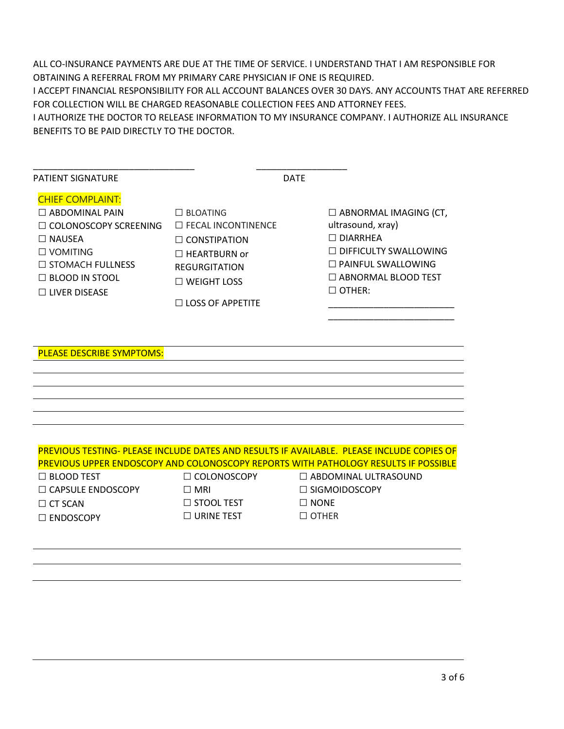ALL CO-INSURANCE PAYMENTS ARE DUE AT THE TIME OF SERVICE. I UNDERSTAND THAT I AM RESPONSIBLE FOR OBTAINING A REFERRAL FROM MY PRIMARY CARE PHYSICIAN IF ONE IS REQUIRED.

I ACCEPT FINANCIAL RESPONSIBILITY FOR ALL ACCOUNT BALANCES OVER 30 DAYS. ANY ACCOUNTS THAT ARE REFERRED FOR COLLECTION WILL BE CHARGED REASONABLE COLLECTION FEES AND ATTORNEY FEES.

I AUTHORIZE THE DOCTOR TO RELEASE INFORMATION TO MY INSURANCE COMPANY. I AUTHORIZE ALL INSURANCE BENEFITS TO BE PAID DIRECTLY TO THE DOCTOR.

_______________________________ __________________

PATIENT SIGNATURE DATE

**CHIEF COMPLAINT:**

☐ ABDOMINAL PAIN
☐ COLONOSCOPY SCREENING
☐ NAUSEA
☐ VOMITING
☐ STOMACH FULLNESS
☐ BLOOD IN STOOL
☐ LIVER DISEASE
☐ BLOATING
☐ FECAL INCONTINENCE
☐ CONSTIPATION
☐ HEARTBURN or REGURGITATION
☐ WEIGHT LOSS
☐ LOSS OF APPETITE
☐ ABNORMAL IMAGING (CT, ultrasound, xray)
☐ DIARRHEA
☐ DIFFICULTY SWALLOWING
☐ PAINFUL SWALLOWING
☐ ABNORMAL BLOOD TEST
☐ OTHER: ________________________
________________________

**PLEASE DESCRIBE SYMPTOMS:**

**PREVIOUS TESTING- PLEASE INCLUDE DATES AND RESULTS IF AVAILABLE. PLEASE INCLUDE COPIES OF PREVIOUS UPPER ENDOSCOPY AND COLONOSCOPY REPORTS WITH PATHOLOGY RESULTS IF POSSIBLE**

☐ BLOOD TEST
☐ CAPSULE ENDOSCOPY
☐ CT SCAN
☐ ENDOSCOPY
☐ COLONOSCOPY
☐ MRI
☐ STOOL TEST
☐ URINE TEST
☐ ABDOMINAL ULTRASOUND
☐ SIGMOIDOSCOPY
☐ NONE
☐ OTHER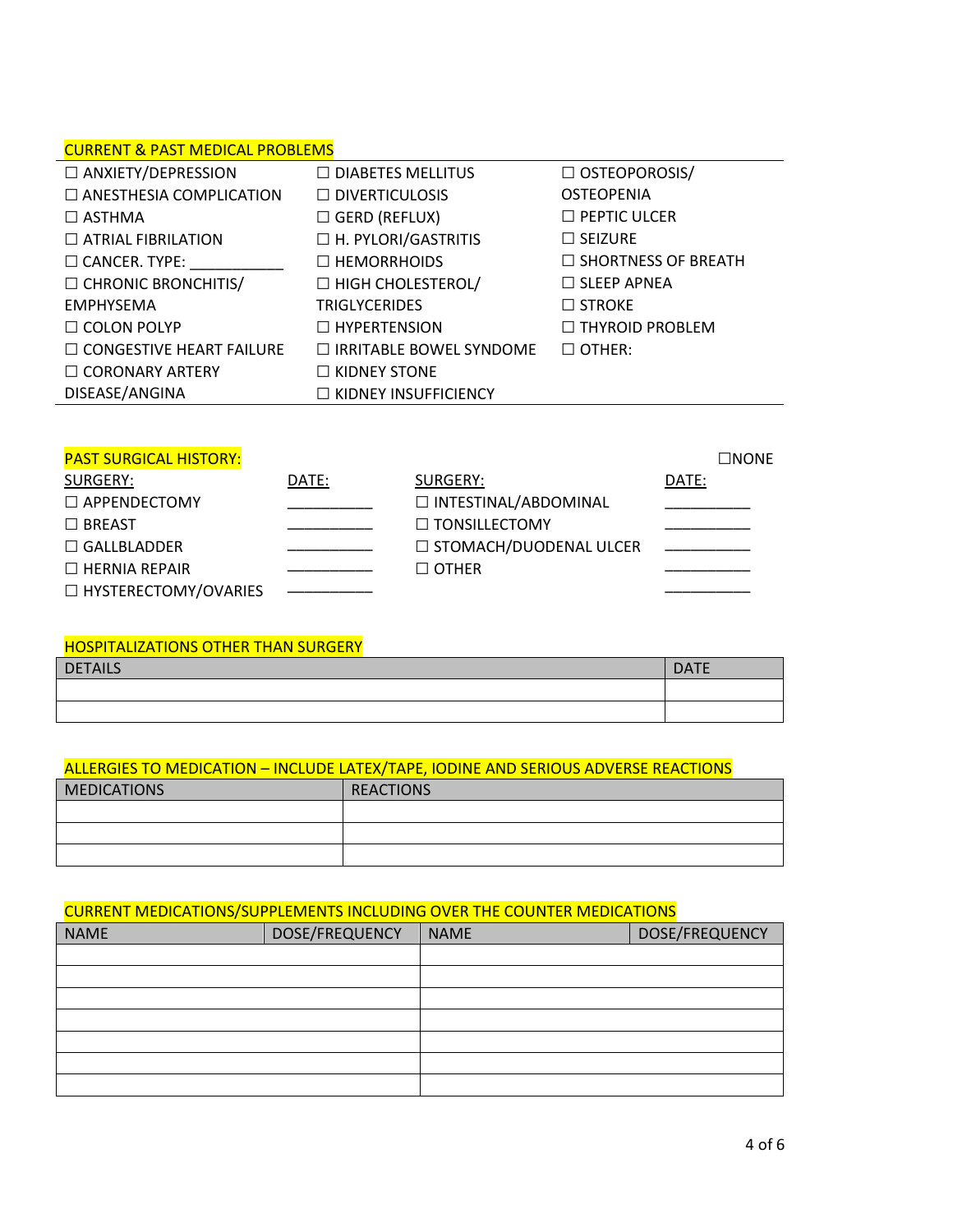## CURRENT & PAST MEDICAL PROBLEMS

| | | |
|---|---|---|
| ☐ ANXIETY/DEPRESSION | ☐ DIABETES MELLITUS | ☐ OSTEOPOROSIS/ OSTEOPENIA |
| ☐ ANESTHESIA COMPLICATION | ☐ DIVERTICULOSIS | ☐ PEPTIC ULCER |
| ☐ ASTHMA | ☐ GERD (REFLUX) | ☐ SEIZURE |
| ☐ ATRIAL FIBRILATION | ☐ H. PYLORI/GASTRITIS | ☐ SHORTNESS OF BREATH |
| ☐ CANCER. TYPE: ___________ | ☐ HEMORRHOIDS | ☐ SLEEP APNEA |
| ☐ CHRONIC BRONCHITIS/ EMPHYSEMA | ☐ HIGH CHOLESTEROL/ TRIGLYCERIDES | ☐ STROKE |
| ☐ COLON POLYP | ☐ HYPERTENSION | ☐ THYROID PROBLEM |
| ☐ CONGESTIVE HEART FAILURE | ☐ IRRITABLE BOWEL SYNDOME | ☐ OTHER: |
| ☐ CORONARY ARTERY DISEASE/ANGINA | ☐ KIDNEY STONE | |
| | ☐ KIDNEY INSUFFICIENCY | |

## PAST SURGICAL HISTORY:

☐NONE

| SURGERY: | DATE: | SURGERY: | DATE: |
|---|---|---|---|
| ☐ APPENDECTOMY | __________ | ☐ INTESTINAL/ABDOMINAL | __________ |
| ☐ BREAST | __________ | ☐ TONSILLECTOMY | __________ |
| ☐ GALLBLADDER | __________ | ☐ STOMACH/DUODENAL ULCER | __________ |
| ☐ HERNIA REPAIR | __________ | ☐ OTHER | __________ |
| ☐ HYSTERECTOMY/OVARIES | __________ | | __________ |

## HOSPITALIZATIONS OTHER THAN SURGERY

| DETAILS | DATE |
|---|---|
| | |
| | |

## ALLERGIES TO MEDICATION – INCLUDE LATEX/TAPE, IODINE AND SERIOUS ADVERSE REACTIONS

| MEDICATIONS | REACTIONS |
|---|---|
| | |
| | |
| | |

## CURRENT MEDICATIONS/SUPPLEMENTS INCLUDING OVER THE COUNTER MEDICATIONS

| NAME | DOSE/FREQUENCY | NAME | DOSE/FREQUENCY |
|---|---|---|---|
| | | | |
| | | | |
| | | | |
| | | | |
| | | | |
| | | | |
| | | | |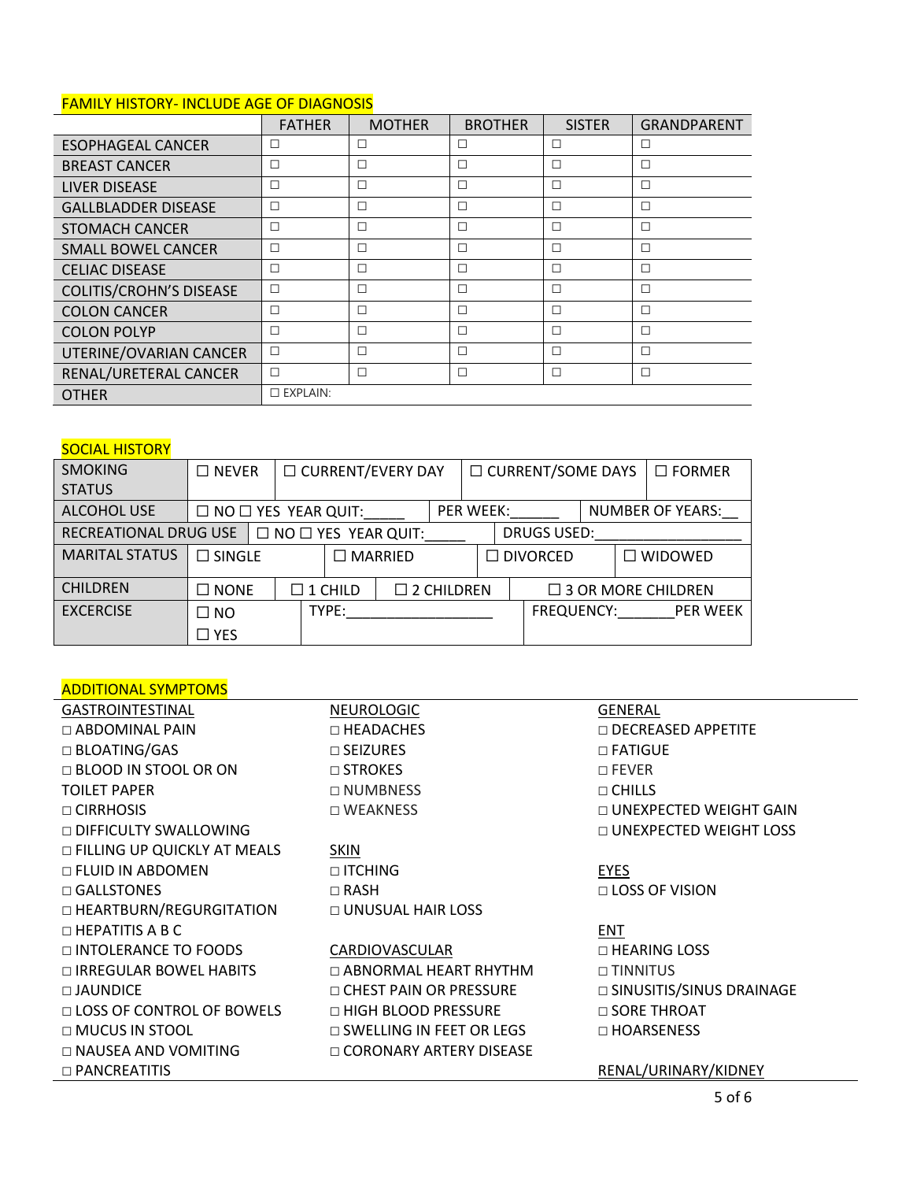## FAMILY HISTORY- INCLUDE AGE OF DIAGNOSIS

| | FATHER | MOTHER | BROTHER | SISTER | GRANDPARENT |
|---|---|---|---|---|---|
| ESOPHAGEAL CANCER | ☐ | ☐ | ☐ | ☐ | ☐ |
| BREAST CANCER | ☐ | ☐ | ☐ | ☐ | ☐ |
| LIVER DISEASE | ☐ | ☐ | ☐ | ☐ | ☐ |
| GALLBLADDER DISEASE | ☐ | ☐ | ☐ | ☐ | ☐ |
| STOMACH CANCER | ☐ | ☐ | ☐ | ☐ | ☐ |
| SMALL BOWEL CANCER | ☐ | ☐ | ☐ | ☐ | ☐ |
| CELIAC DISEASE | ☐ | ☐ | ☐ | ☐ | ☐ |
| COLITIS/CROHN'S DISEASE | ☐ | ☐ | ☐ | ☐ | ☐ |
| COLON CANCER | ☐ | ☐ | ☐ | ☐ | ☐ |
| COLON POLYP | ☐ | ☐ | ☐ | ☐ | ☐ |
| UTERINE/OVARIAN CANCER | ☐ | ☐ | ☐ | ☐ | ☐ |
| RENAL/URETERAL CANCER | ☐ | ☐ | ☐ | ☐ | ☐ |
| OTHER | ☐ EXPLAIN: | | | | |

## SOCIAL HISTORY

| | | | | |
|---|---|---|---|---|
| SMOKING STATUS | ☐ NEVER | ☐ CURRENT/EVERY DAY | ☐ CURRENT/SOME DAYS | ☐ FORMER |
| ALCOHOL USE | ☐ NO ☐ YES YEAR QUIT:_____ | PER WEEK:______ | NUMBER OF YEARS:__ | |
| RECREATIONAL DRUG USE | ☐ NO ☐ YES YEAR QUIT:_____ | DRUGS USED:_________________ | | |
| MARITAL STATUS | ☐ SINGLE | ☐ MARRIED | ☐ DIVORCED | ☐ WIDOWED |
| CHILDREN | ☐ NONE | ☐ 1 CHILD | ☐ 2 CHILDREN | ☐ 3 OR MORE CHILDREN |
| EXCERCISE | ☐ NO ☐ YES | TYPE:__________________ | FREQUENCY:_______PER WEEK | |

## ADDITIONAL SYMPTOMS

**GASTROINTESTINAL**

- ☐ ABDOMINAL PAIN
- ☐ BLOATING/GAS
- ☐ BLOOD IN STOOL OR ON TOILET PAPER
- ☐ CIRRHOSIS
- ☐ DIFFICULTY SWALLOWING
- ☐ FILLING UP QUICKLY AT MEALS
- ☐ FLUID IN ABDOMEN
- ☐ GALLSTONES
- ☐ HEARTBURN/REGURGITATION
- ☐ HEPATITIS A B C
- ☐ INTOLERANCE TO FOODS
- ☐ IRREGULAR BOWEL HABITS
- ☐ JAUNDICE
- ☐ LOSS OF CONTROL OF BOWELS
- ☐ MUCUS IN STOOL
- ☐ NAUSEA AND VOMITING
- ☐ PANCREATITIS

**NEUROLOGIC**

- ☐ HEADACHES
- ☐ SEIZURES
- ☐ STROKES
- ☐ NUMBNESS
- ☐ WEAKNESS

**SKIN**

- ☐ ITCHING
- ☐ RASH
- ☐ UNUSUAL HAIR LOSS

**CARDIOVASCULAR**

- ☐ ABNORMAL HEART RHYTHM
- ☐ CHEST PAIN OR PRESSURE
- ☐ HIGH BLOOD PRESSURE
- ☐ SWELLING IN FEET OR LEGS
- ☐ CORONARY ARTERY DISEASE

**GENERAL**

- ☐ DECREASED APPETITE
- ☐ FATIGUE
- ☐ FEVER
- ☐ CHILLS
- ☐ UNEXPECTED WEIGHT GAIN
- ☐ UNEXPECTED WEIGHT LOSS

**EYES**

- ☐ LOSS OF VISION

**ENT**

- ☐ HEARING LOSS
- ☐ TINNITUS
- ☐ SINUSITIS/SINUS DRAINAGE
- ☐ SORE THROAT
- ☐ HOARSENESS

**RENAL/URINARY/KIDNEY**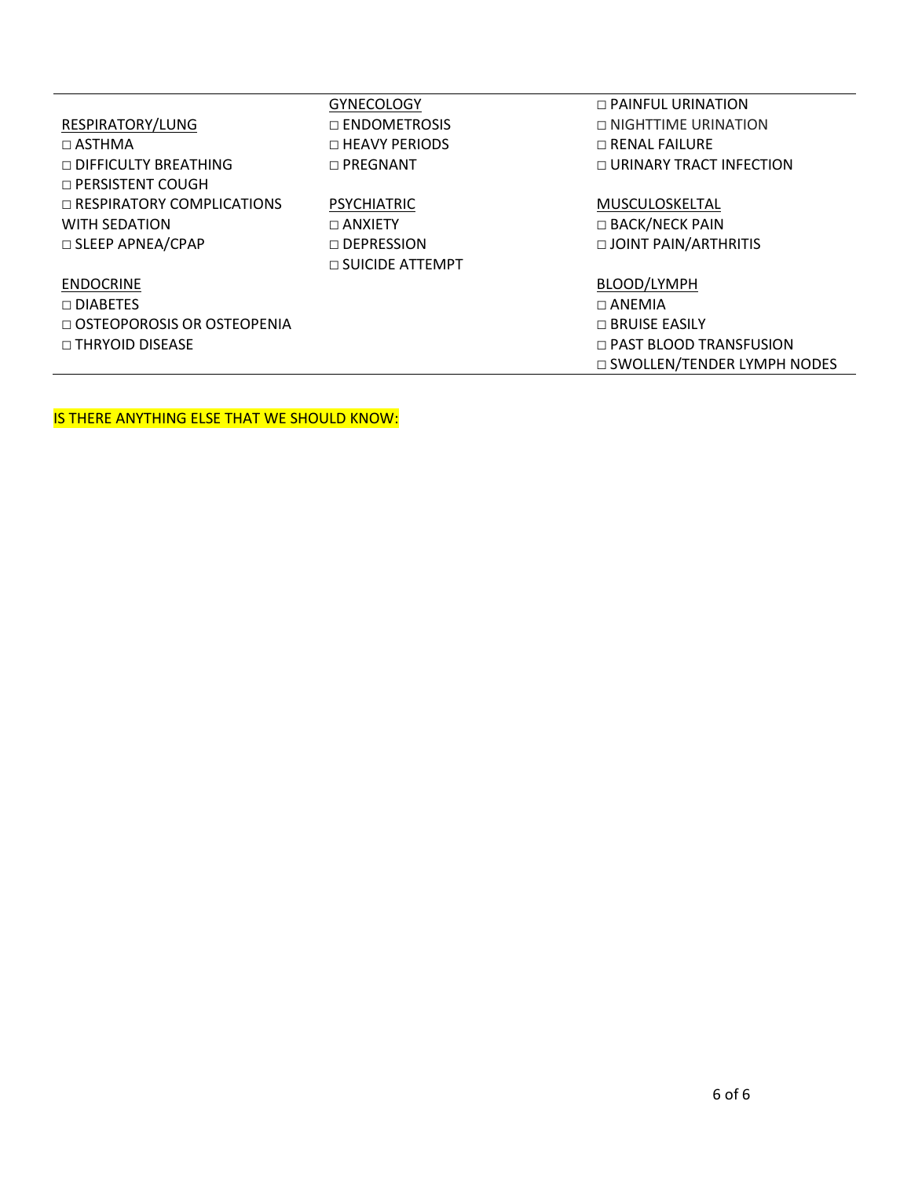RESPIRATORY/LUNG

- □ ASTHMA
- □ DIFFICULTY BREATHING
- □ PERSISTENT COUGH
- □ RESPIRATORY COMPLICATIONS WITH SEDATION
- □ SLEEP APNEA/CPAP

ENDOCRINE

- □ DIABETES
- □ OSTEOPOROSIS OR OSTEOPENIA
- □ THRYOID DISEASE

GYNECOLOGY

- □ ENDOMETROSIS
- □ HEAVY PERIODS
- □ PREGNANT

PSYCHIATRIC

- □ ANXIETY
- □ DEPRESSION
- □ SUICIDE ATTEMPT

- □ PAINFUL URINATION
- □ NIGHTTIME URINATION
- □ RENAL FAILURE
- □ URINARY TRACT INFECTION

MUSCULOSKELTAL

- □ BACK/NECK PAIN
- □ JOINT PAIN/ARTHRITIS

BLOOD/LYMPH

- □ ANEMIA
- □ BRUISE EASILY
- □ PAST BLOOD TRANSFUSION
- □ SWOLLEN/TENDER LYMPH NODES

IS THERE ANYTHING ELSE THAT WE SHOULD KNOW: